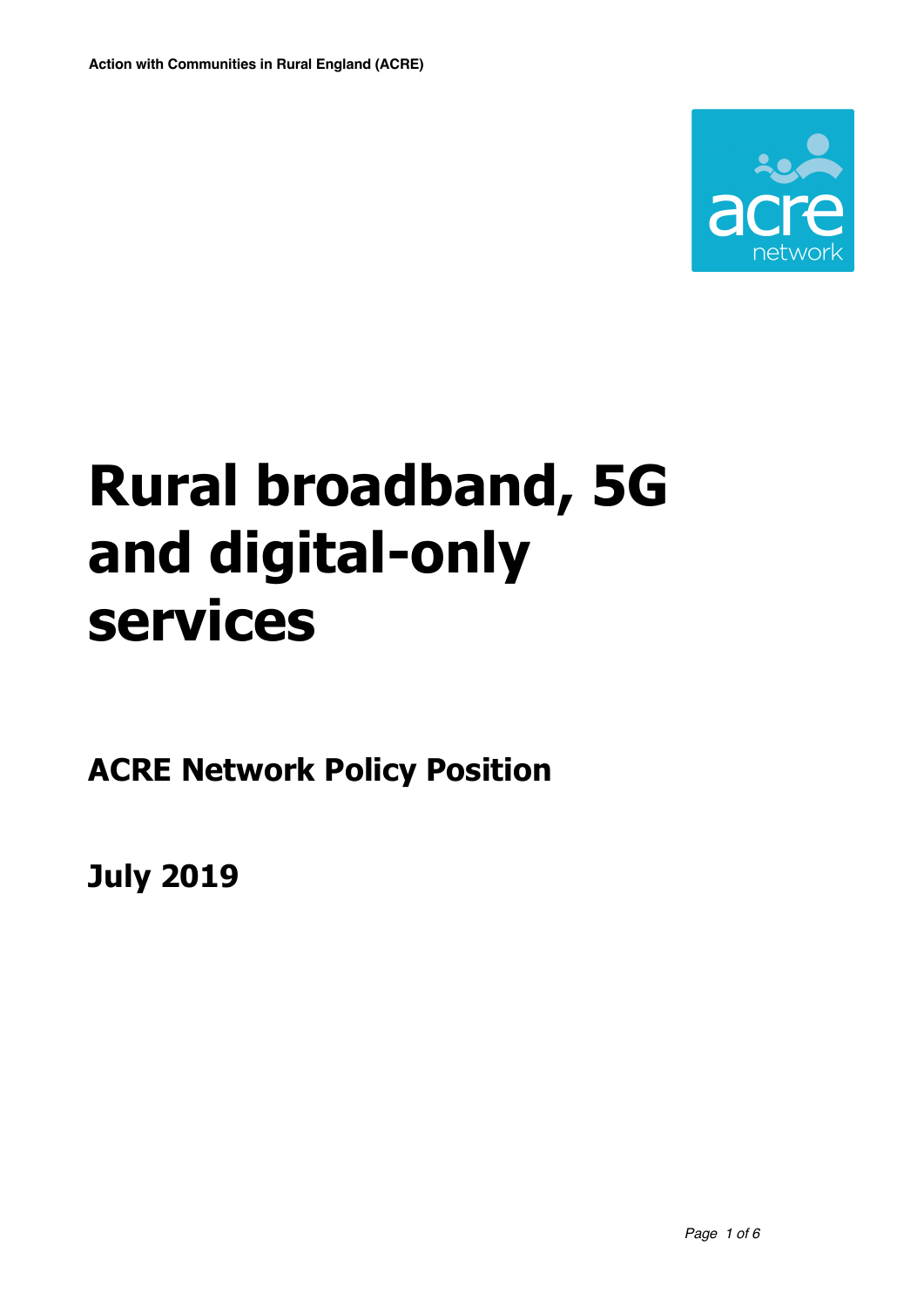# Rural broadband, 5G and digital-only services

## ACRE Network Policy Position

## July 2019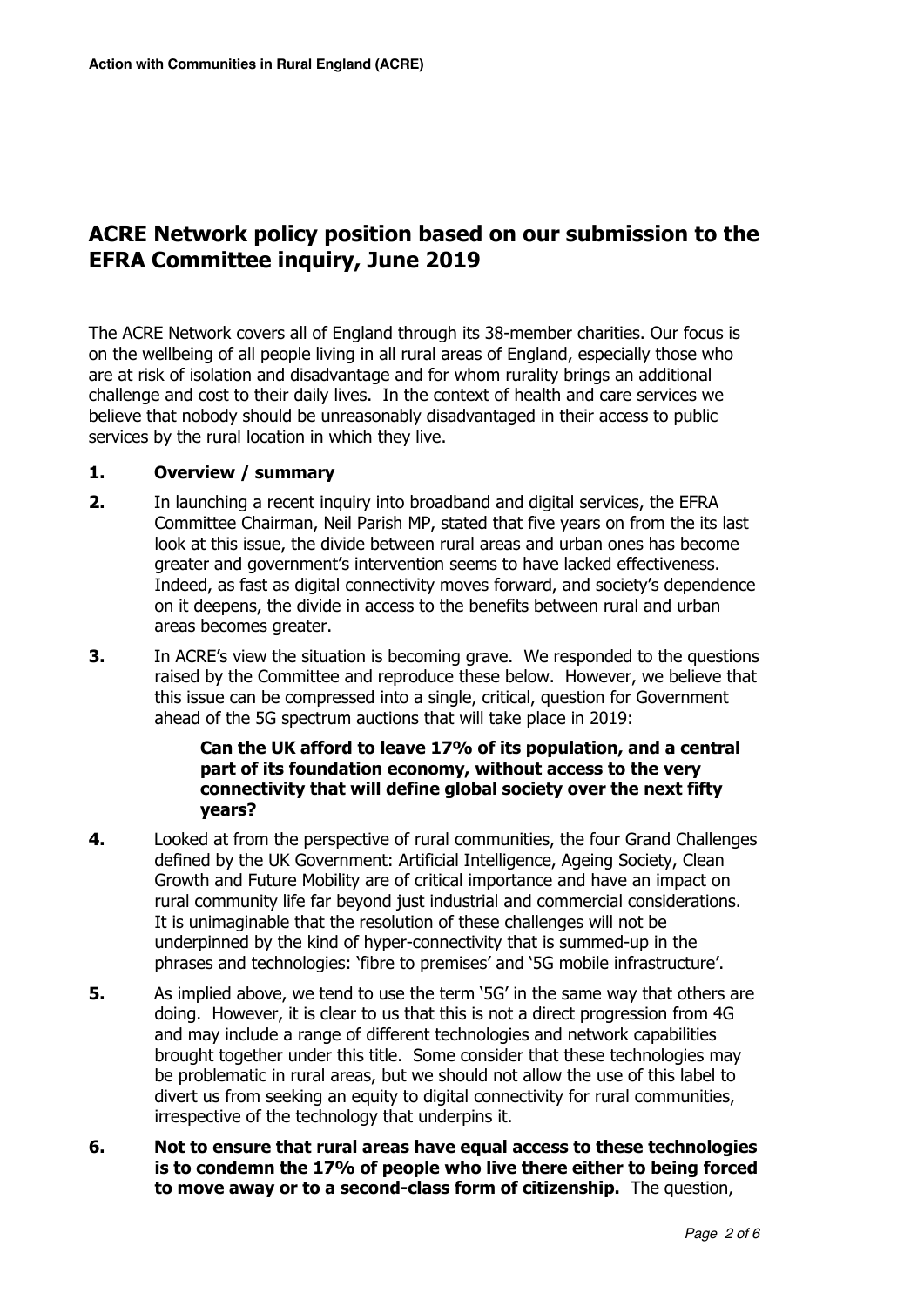## ACRE Network policy position based on our submission to the EFRA Committee inquiry, June 2019

The ACRE Network covers all of England through its 38-member charities. Our focus is on the wellbeing of all people living in all rural areas of England, especially those who are at risk of isolation and disadvantage and for whom rurality brings an additional challenge and cost to their daily lives. In the context of health and care services we believe that nobody should be unreasonably disadvantaged in their access to public services by the rural location in which they live.

**1. Overview / summary**

**2.** In launching a recent inquiry into broadband and digital services, the EFRA Committee Chairman, Neil Parish MP, stated that five years on from the its last look at this issue, the divide between rural areas and urban ones has become greater and government's intervention seems to have lacked effectiveness. Indeed, as fast as digital connectivity moves forward, and society's dependence on it deepens, the divide in access to the benefits between rural and urban areas becomes greater.

**3.** In ACRE's view the situation is becoming grave. We responded to the questions raised by the Committee and reproduce these below. However, we believe that this issue can be compressed into a single, critical, question for Government ahead of the 5G spectrum auctions that will take place in 2019:

> **Can the UK afford to leave 17% of its population, and a central part of its foundation economy, without access to the very connectivity that will define global society over the next fifty years?**

**4.** Looked at from the perspective of rural communities, the four Grand Challenges defined by the UK Government: Artificial Intelligence, Ageing Society, Clean Growth and Future Mobility are of critical importance and have an impact on rural community life far beyond just industrial and commercial considerations. It is unimaginable that the resolution of these challenges will not be underpinned by the kind of hyper-connectivity that is summed-up in the phrases and technologies: 'fibre to premises' and '5G mobile infrastructure'.

**5.** As implied above, we tend to use the term '5G' in the same way that others are doing. However, it is clear to us that this is not a direct progression from 4G and may include a range of different technologies and network capabilities brought together under this title. Some consider that these technologies may be problematic in rural areas, but we should not allow the use of this label to divert us from seeking an equity to digital connectivity for rural communities, irrespective of the technology that underpins it.

**6.** **Not to ensure that rural areas have equal access to these technologies is to condemn the 17% of people who live there either to being forced to move away or to a second-class form of citizenship.** The question,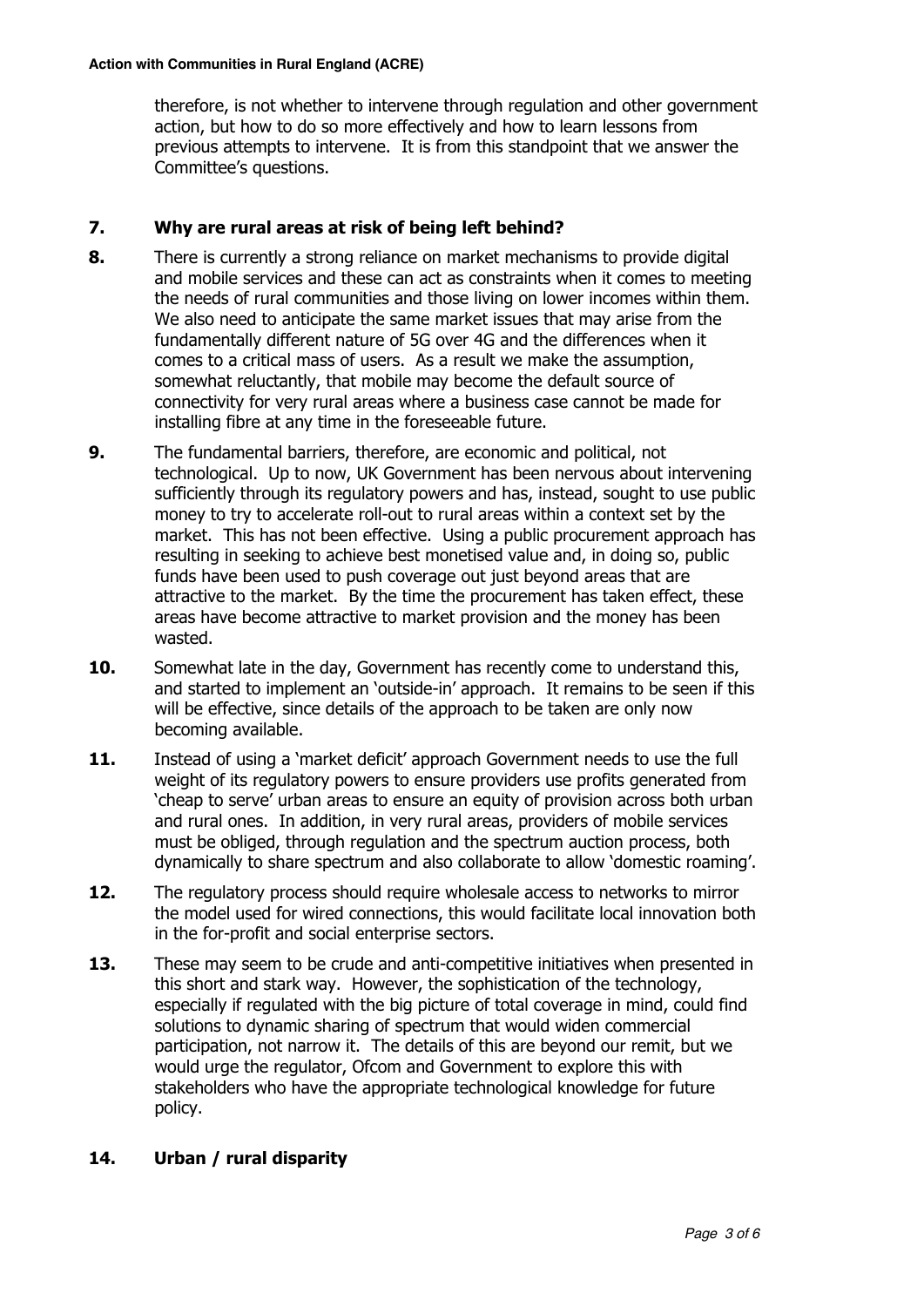therefore, is not whether to intervene through regulation and other government action, but how to do so more effectively and how to learn lessons from previous attempts to intervene. It is from this standpoint that we answer the Committee's questions.

**7. Why are rural areas at risk of being left behind?**

**8.** There is currently a strong reliance on market mechanisms to provide digital and mobile services and these can act as constraints when it comes to meeting the needs of rural communities and those living on lower incomes within them. We also need to anticipate the same market issues that may arise from the fundamentally different nature of 5G over 4G and the differences when it comes to a critical mass of users. As a result we make the assumption, somewhat reluctantly, that mobile may become the default source of connectivity for very rural areas where a business case cannot be made for installing fibre at any time in the foreseeable future.

**9.** The fundamental barriers, therefore, are economic and political, not technological. Up to now, UK Government has been nervous about intervening sufficiently through its regulatory powers and has, instead, sought to use public money to try to accelerate roll-out to rural areas within a context set by the market. This has not been effective. Using a public procurement approach has resulting in seeking to achieve best monetised value and, in doing so, public funds have been used to push coverage out just beyond areas that are attractive to the market. By the time the procurement has taken effect, these areas have become attractive to market provision and the money has been wasted.

**10.** Somewhat late in the day, Government has recently come to understand this, and started to implement an 'outside-in' approach. It remains to be seen if this will be effective, since details of the approach to be taken are only now becoming available.

**11.** Instead of using a 'market deficit' approach Government needs to use the full weight of its regulatory powers to ensure providers use profits generated from 'cheap to serve' urban areas to ensure an equity of provision across both urban and rural ones. In addition, in very rural areas, providers of mobile services must be obliged, through regulation and the spectrum auction process, both dynamically to share spectrum and also collaborate to allow 'domestic roaming'.

**12.** The regulatory process should require wholesale access to networks to mirror the model used for wired connections, this would facilitate local innovation both in the for-profit and social enterprise sectors.

**13.** These may seem to be crude and anti-competitive initiatives when presented in this short and stark way. However, the sophistication of the technology, especially if regulated with the big picture of total coverage in mind, could find solutions to dynamic sharing of spectrum that would widen commercial participation, not narrow it. The details of this are beyond our remit, but we would urge the regulator, Ofcom and Government to explore this with stakeholders who have the appropriate technological knowledge for future policy.

**14. Urban / rural disparity**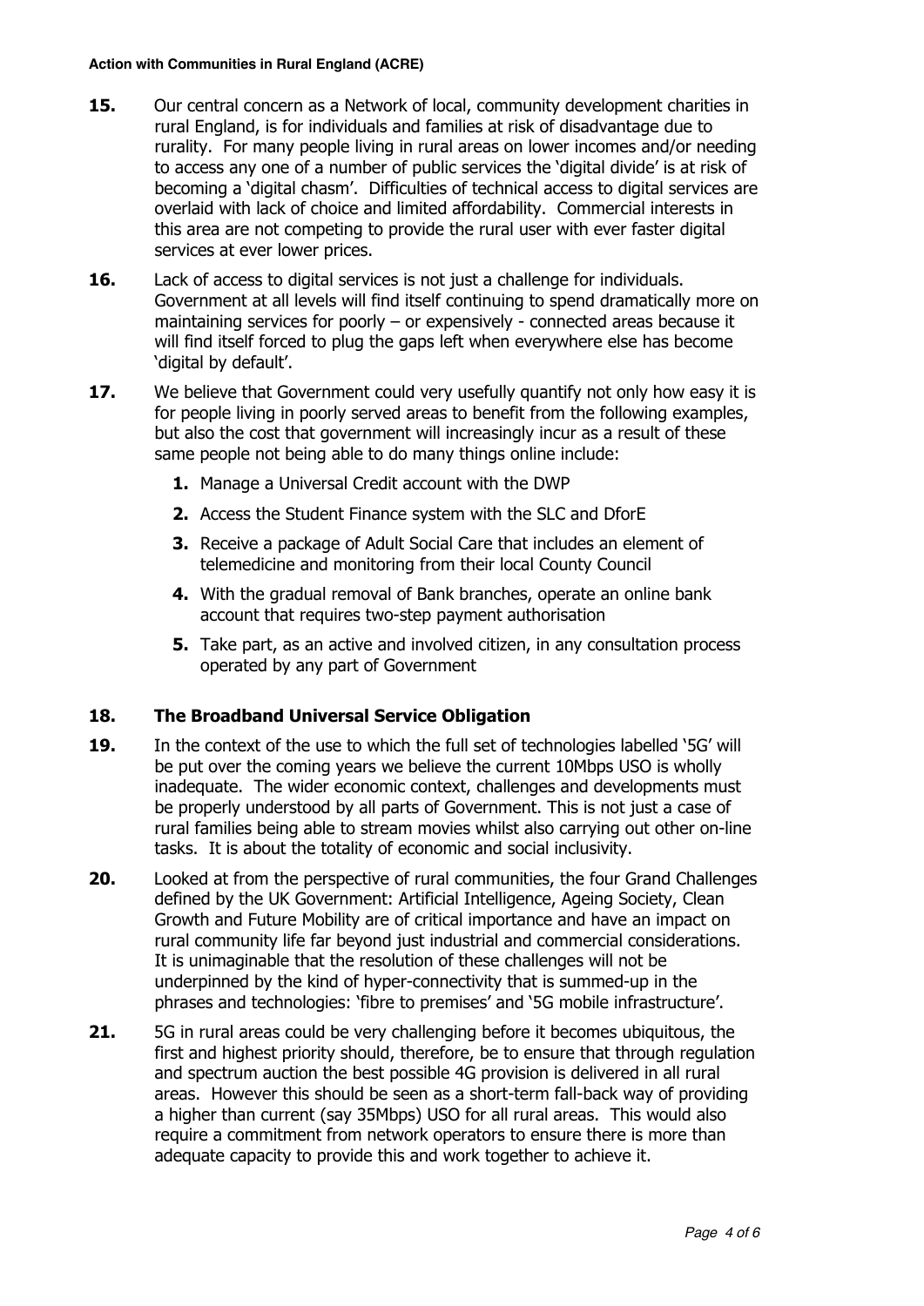**15.** Our central concern as a Network of local, community development charities in rural England, is for individuals and families at risk of disadvantage due to rurality. For many people living in rural areas on lower incomes and/or needing to access any one of a number of public services the 'digital divide' is at risk of becoming a 'digital chasm'. Difficulties of technical access to digital services are overlaid with lack of choice and limited affordability. Commercial interests in this area are not competing to provide the rural user with ever faster digital services at ever lower prices.

**16.** Lack of access to digital services is not just a challenge for individuals. Government at all levels will find itself continuing to spend dramatically more on maintaining services for poorly – or expensively - connected areas because it will find itself forced to plug the gaps left when everywhere else has become 'digital by default'.

**17.** We believe that Government could very usefully quantify not only how easy it is for people living in poorly served areas to benefit from the following examples, but also the cost that government will increasingly incur as a result of these same people not being able to do many things online include:

1. Manage a Universal Credit account with the DWP
2. Access the Student Finance system with the SLC and DforE
3. Receive a package of Adult Social Care that includes an element of telemedicine and monitoring from their local County Council
4. With the gradual removal of Bank branches, operate an online bank account that requires two-step payment authorisation
5. Take part, as an active and involved citizen, in any consultation process operated by any part of Government

## 18. The Broadband Universal Service Obligation

**19.** In the context of the use to which the full set of technologies labelled '5G' will be put over the coming years we believe the current 10Mbps USO is wholly inadequate. The wider economic context, challenges and developments must be properly understood by all parts of Government. This is not just a case of rural families being able to stream movies whilst also carrying out other on-line tasks. It is about the totality of economic and social inclusivity.

**20.** Looked at from the perspective of rural communities, the four Grand Challenges defined by the UK Government: Artificial Intelligence, Ageing Society, Clean Growth and Future Mobility are of critical importance and have an impact on rural community life far beyond just industrial and commercial considerations. It is unimaginable that the resolution of these challenges will not be underpinned by the kind of hyper-connectivity that is summed-up in the phrases and technologies: 'fibre to premises' and '5G mobile infrastructure'.

**21.** 5G in rural areas could be very challenging before it becomes ubiquitous, the first and highest priority should, therefore, be to ensure that through regulation and spectrum auction the best possible 4G provision is delivered in all rural areas. However this should be seen as a short-term fall-back way of providing a higher than current (say 35Mbps) USO for all rural areas. This would also require a commitment from network operators to ensure there is more than adequate capacity to provide this and work together to achieve it.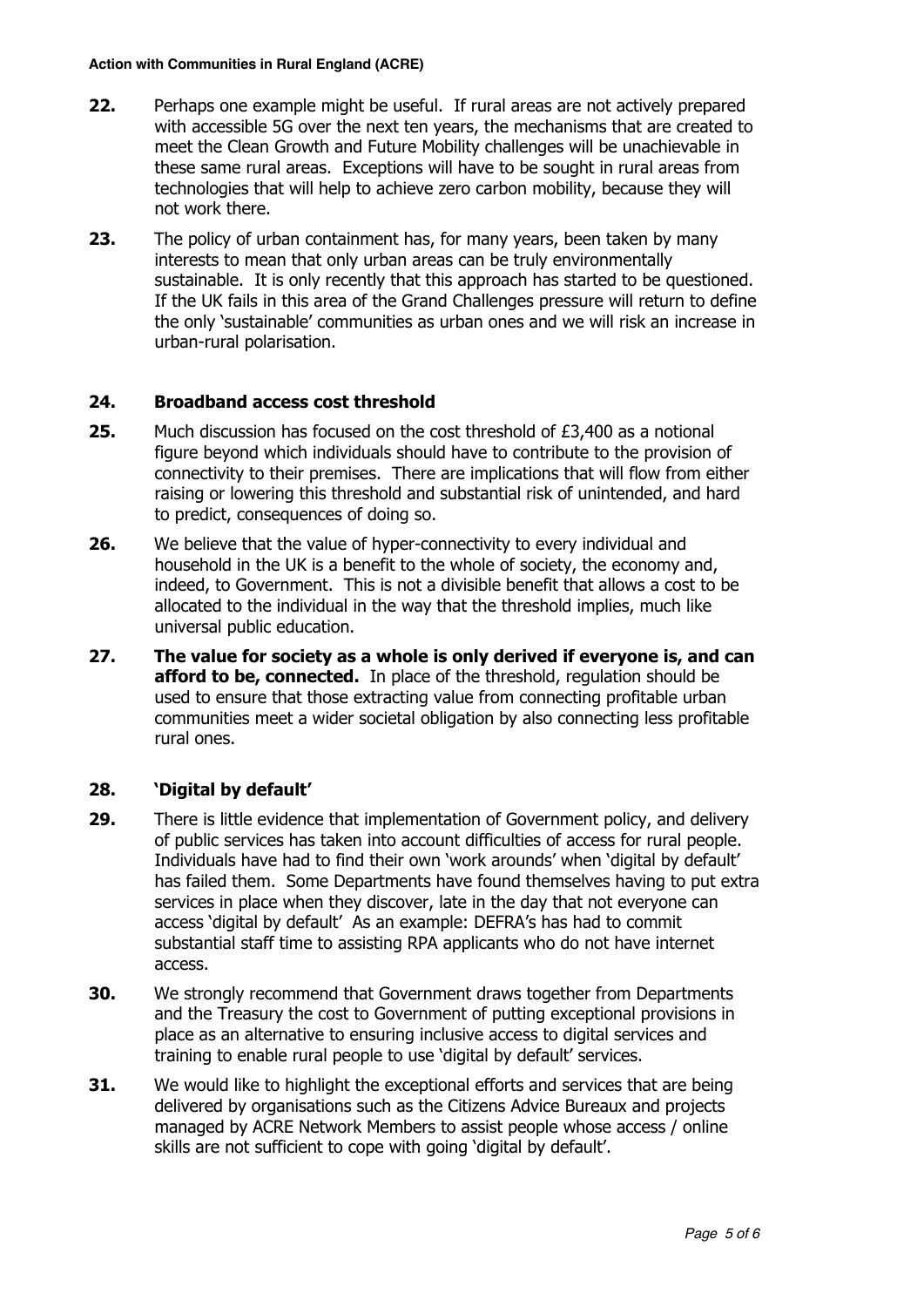**22.** Perhaps one example might be useful. If rural areas are not actively prepared with accessible 5G over the next ten years, the mechanisms that are created to meet the Clean Growth and Future Mobility challenges will be unachievable in these same rural areas. Exceptions will have to be sought in rural areas from technologies that will help to achieve zero carbon mobility, because they will not work there.

**23.** The policy of urban containment has, for many years, been taken by many interests to mean that only urban areas can be truly environmentally sustainable. It is only recently that this approach has started to be questioned. If the UK fails in this area of the Grand Challenges pressure will return to define the only 'sustainable' communities as urban ones and we will risk an increase in urban-rural polarisation.

## 24. Broadband access cost threshold

**25.** Much discussion has focused on the cost threshold of £3,400 as a notional figure beyond which individuals should have to contribute to the provision of connectivity to their premises. There are implications that will flow from either raising or lowering this threshold and substantial risk of unintended, and hard to predict, consequences of doing so.

**26.** We believe that the value of hyper-connectivity to every individual and household in the UK is a benefit to the whole of society, the economy and, indeed, to Government. This is not a divisible benefit that allows a cost to be allocated to the individual in the way that the threshold implies, much like universal public education.

**27.** **The value for society as a whole is only derived if everyone is, and can afford to be, connected.** In place of the threshold, regulation should be used to ensure that those extracting value from connecting profitable urban communities meet a wider societal obligation by also connecting less profitable rural ones.

## 28. 'Digital by default'

**29.** There is little evidence that implementation of Government policy, and delivery of public services has taken into account difficulties of access for rural people. Individuals have had to find their own 'work arounds' when 'digital by default' has failed them. Some Departments have found themselves having to put extra services in place when they discover, late in the day that not everyone can access 'digital by default' As an example: DEFRA's has had to commit substantial staff time to assisting RPA applicants who do not have internet access.

**30.** We strongly recommend that Government draws together from Departments and the Treasury the cost to Government of putting exceptional provisions in place as an alternative to ensuring inclusive access to digital services and training to enable rural people to use 'digital by default' services.

**31.** We would like to highlight the exceptional efforts and services that are being delivered by organisations such as the Citizens Advice Bureaux and projects managed by ACRE Network Members to assist people whose access / online skills are not sufficient to cope with going 'digital by default'.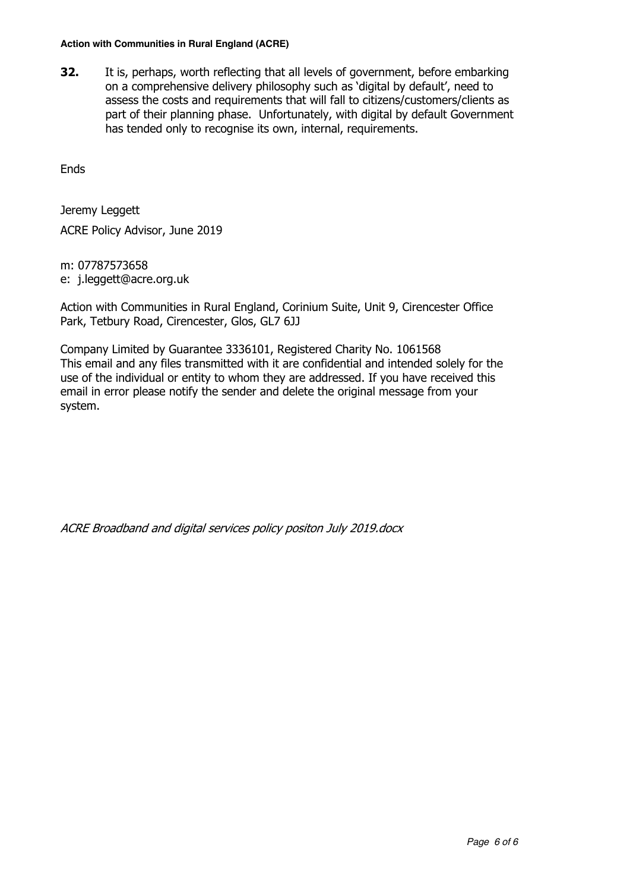**32.** It is, perhaps, worth reflecting that all levels of government, before embarking on a comprehensive delivery philosophy such as 'digital by default', need to assess the costs and requirements that will fall to citizens/customers/clients as part of their planning phase. Unfortunately, with digital by default Government has tended only to recognise its own, internal, requirements.

Ends

Jeremy Leggett

ACRE Policy Advisor, June 2019

m: 07787573658
e: j.leggett@acre.org.uk

Action with Communities in Rural England, Corinium Suite, Unit 9, Cirencester Office Park, Tetbury Road, Cirencester, Glos, GL7 6JJ

Company Limited by Guarantee 3336101, Registered Charity No. 1061568
This email and any files transmitted with it are confidential and intended solely for the use of the individual or entity to whom they are addressed. If you have received this email in error please notify the sender and delete the original message from your system.

*ACRE Broadband and digital services policy positon July 2019.docx*